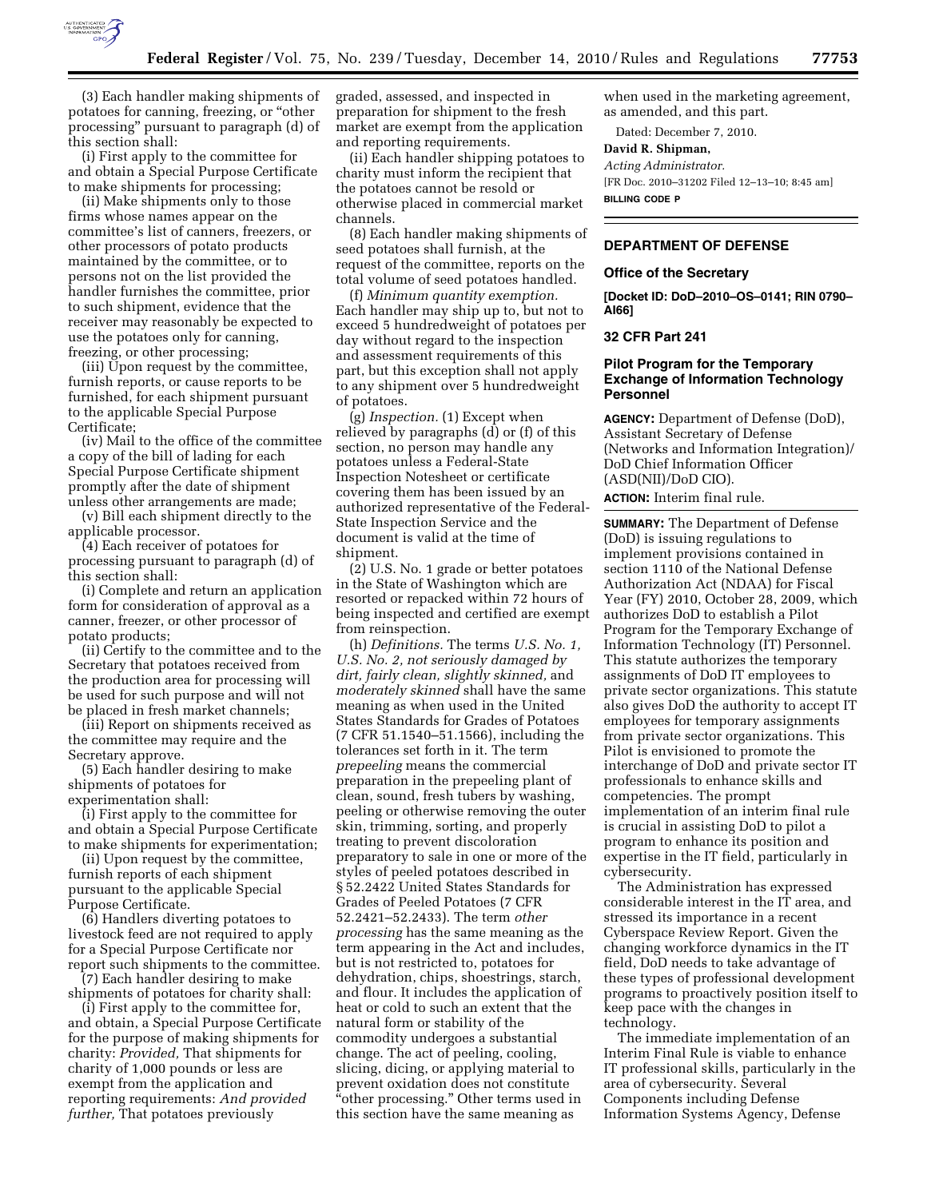(3) Each handler making shipments of potatoes for canning, freezing, or "other processing" pursuant to paragraph (d) of this section shall:

(i) First apply to the committee for and obtain a Special Purpose Certificate to make shipments for processing;

(ii) Make shipments only to those firms whose names appear on the committee's list of canners, freezers, or other processors of potato products maintained by the committee, or to persons not on the list provided the handler furnishes the committee, prior to such shipment, evidence that the receiver may reasonably be expected to use the potatoes only for canning, freezing, or other processing;

(iii) Upon request by the committee, furnish reports, or cause reports to be furnished, for each shipment pursuant to the applicable Special Purpose Certificate;

(iv) Mail to the office of the committee a copy of the bill of lading for each Special Purpose Certificate shipment promptly after the date of shipment unless other arrangements are made;

(v) Bill each shipment directly to the applicable processor.

(4) Each receiver of potatoes for processing pursuant to paragraph (d) of this section shall:

(i) Complete and return an application form for consideration of approval as a canner, freezer, or other processor of potato products;

(ii) Certify to the committee and to the Secretary that potatoes received from the production area for processing will be used for such purpose and will not be placed in fresh market channels;

(iii) Report on shipments received as the committee may require and the Secretary approve.

(5) Each handler desiring to make shipments of potatoes for experimentation shall:

(i) First apply to the committee for and obtain a Special Purpose Certificate to make shipments for experimentation;

(ii) Upon request by the committee, furnish reports of each shipment pursuant to the applicable Special Purpose Certificate.

(6) Handlers diverting potatoes to livestock feed are not required to apply for a Special Purpose Certificate nor report such shipments to the committee.

(7) Each handler desiring to make shipments of potatoes for charity shall:

(i) First apply to the committee for, and obtain, a Special Purpose Certificate for the purpose of making shipments for charity: *Provided,* That shipments for charity of 1,000 pounds or less are exempt from the application and reporting requirements: *And provided further,* That potatoes previously graded, assessed, and inspected in preparation for shipment to the fresh market are exempt from the application and reporting requirements.

(ii) Each handler shipping potatoes to charity must inform the recipient that the potatoes cannot be resold or otherwise placed in commercial market channels.

(8) Each handler making shipments of seed potatoes shall furnish, at the request of the committee, reports on the total volume of seed potatoes handled.

(f) *Minimum quantity exemption.* Each handler may ship up to, but not to exceed 5 hundredweight of potatoes per day without regard to the inspection and assessment requirements of this part, but this exception shall not apply to any shipment over 5 hundredweight of potatoes.

(g) *Inspection.* (1) Except when relieved by paragraphs (d) or (f) of this section, no person may handle any potatoes unless a Federal-State Inspection Notesheet or certificate covering them has been issued by an authorized representative of the Federal-State Inspection Service and the document is valid at the time of shipment.

(2) U.S. No. 1 grade or better potatoes in the State of Washington which are resorted or repacked within 72 hours of being inspected and certified are exempt from reinspection.

(h) *Definitions.* The terms *U.S. No. 1, U.S. No. 2, not seriously damaged by dirt, fairly clean, slightly skinned,* and *moderately skinned* shall have the same meaning as when used in the United States Standards for Grades of Potatoes (7 CFR 51.1540–51.1566), including the tolerances set forth in it. The term *prepeeling* means the commercial preparation in the prepeeling plant of clean, sound, fresh tubers by washing, peeling or otherwise removing the outer skin, trimming, sorting, and properly treating to prevent discoloration preparatory to sale in one or more of the styles of peeled potatoes described in § 52.2422 United States Standards for Grades of Peeled Potatoes (7 CFR 52.2421–52.2433). The term *other processing* has the same meaning as the term appearing in the Act and includes, but is not restricted to, potatoes for dehydration, chips, shoestrings, starch, and flour. It includes the application of heat or cold to such an extent that the natural form or stability of the commodity undergoes a substantial change. The act of peeling, cooling, slicing, dicing, or applying material to prevent oxidation does not constitute "other processing." Other terms used in this section have the same meaning as when used in the marketing agreement, as amended, and this part.

Dated: December 7, 2010.

**David R. Shipman,**

*Acting Administrator.*

[FR Doc. 2010–31202 Filed 12–13–10; 8:45 am]

**BILLING CODE P**

---

## DEPARTMENT OF DEFENSE

### Office of the Secretary

**[Docket ID: DoD–2010–OS–0141; RIN 0790–AI66]**

### 32 CFR Part 241

### Pilot Program for the Temporary Exchange of Information Technology Personnel

**AGENCY:** Department of Defense (DoD), Assistant Secretary of Defense (Networks and Information Integration)/ DoD Chief Information Officer (ASD(NII)/DoD CIO).

**ACTION:** Interim final rule.

**SUMMARY:** The Department of Defense (DoD) is issuing regulations to implement provisions contained in section 1110 of the National Defense Authorization Act (NDAA) for Fiscal Year (FY) 2010, October 28, 2009, which authorizes DoD to establish a Pilot Program for the Temporary Exchange of Information Technology (IT) Personnel. This statute authorizes the temporary assignments of DoD IT employees to private sector organizations. This statute also gives DoD the authority to accept IT employees for temporary assignments from private sector organizations. This Pilot is envisioned to promote the interchange of DoD and private sector IT professionals to enhance skills and competencies. The prompt implementation of an interim final rule is crucial in assisting DoD to pilot a program to enhance its position and expertise in the IT field, particularly in cybersecurity.

The Administration has expressed considerable interest in the IT area, and stressed its importance in a recent Cyberspace Review Report. Given the changing workforce dynamics in the IT field, DoD needs to take advantage of these types of professional development programs to proactively position itself to keep pace with the changes in technology.

The immediate implementation of an Interim Final Rule is viable to enhance IT professional skills, particularly in the area of cybersecurity. Several Components including Defense Information Systems Agency, Defense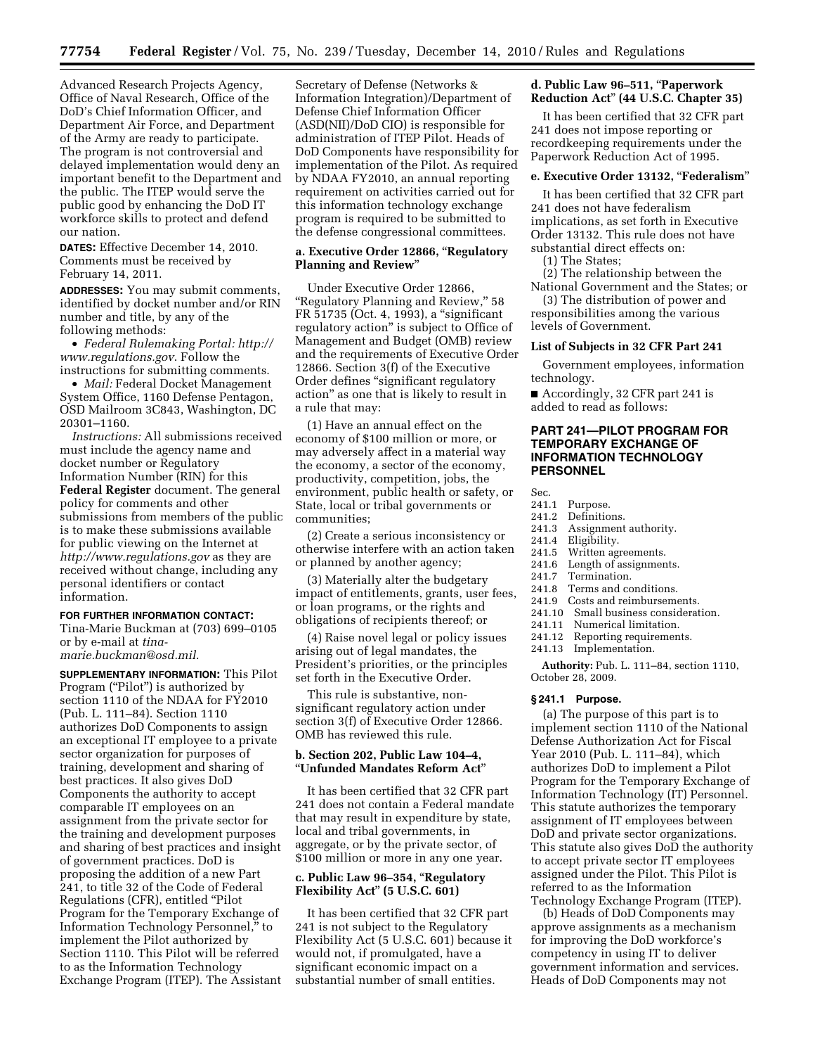Advanced Research Projects Agency, Office of Naval Research, Office of the DoD's Chief Information Officer, and Department Air Force, and Department of the Army are ready to participate. The program is not controversial and delayed implementation would deny an important benefit to the Department and the public. The ITEP would serve the public good by enhancing the DoD IT workforce skills to protect and defend our nation.

**DATES:** Effective December 14, 2010. Comments must be received by February 14, 2011.

**ADDRESSES:** You may submit comments, identified by docket number and/or RIN number and title, by any of the following methods:

- *Federal Rulemaking Portal: http://www.regulations.gov*. Follow the instructions for submitting comments.
- *Mail:* Federal Docket Management System Office, 1160 Defense Pentagon, OSD Mailroom 3C843, Washington, DC 20301–1160.

*Instructions:* All submissions received must include the agency name and docket number or Regulatory Information Number (RIN) for this **Federal Register** document. The general policy for comments and other submissions from members of the public is to make these submissions available for public viewing on the Internet at *http://www.regulations.gov* as they are received without change, including any personal identifiers or contact information.

**FOR FURTHER INFORMATION CONTACT:** Tina-Marie Buckman at (703) 699–0105 or by e-mail at *tina-marie.buckman@osd.mil.*

**SUPPLEMENTARY INFORMATION:** This Pilot Program ("Pilot") is authorized by section 1110 of the NDAA for FY2010 (Pub. L. 111–84). Section 1110 authorizes DoD Components to assign an exceptional IT employee to a private sector organization for purposes of training, development and sharing of best practices. It also gives DoD Components the authority to accept comparable IT employees on an assignment from the private sector for the training and development purposes and sharing of best practices and insight of government practices. DoD is proposing the addition of a new Part 241, to title 32 of the Code of Federal Regulations (CFR), entitled "Pilot Program for the Temporary Exchange of Information Technology Personnel," to implement the Pilot authorized by Section 1110. This Pilot will be referred to as the Information Technology Exchange Program (ITEP). The Assistant Secretary of Defense (Networks & Information Integration)/Department of Defense Chief Information Officer (ASD(NII)/DoD CIO) is responsible for administration of ITEP Pilot. Heads of DoD Components have responsibility for implementation of the Pilot. As required by NDAA FY2010, an annual reporting requirement on activities carried out for this information technology exchange program is required to be submitted to the defense congressional committees.

### a. Executive Order 12866, "Regulatory Planning and Review"

Under Executive Order 12866, "Regulatory Planning and Review," 58 FR 51735 (Oct. 4, 1993), a "significant regulatory action" is subject to Office of Management and Budget (OMB) review and the requirements of Executive Order 12866. Section 3(f) of the Executive Order defines "significant regulatory action" as one that is likely to result in a rule that may:

(1) Have an annual effect on the economy of $100 million or more, or may adversely affect in a material way the economy, a sector of the economy, productivity, competition, jobs, the environment, public health or safety, or State, local or tribal governments or communities;

(2) Create a serious inconsistency or otherwise interfere with an action taken or planned by another agency;

(3) Materially alter the budgetary impact of entitlements, grants, user fees, or loan programs, or the rights and obligations of recipients thereof; or

(4) Raise novel legal or policy issues arising out of legal mandates, the President's priorities, or the principles set forth in the Executive Order.

This rule is substantive, non-significant regulatory action under section 3(f) of Executive Order 12866. OMB has reviewed this rule.

### b. Section 202, Public Law 104–4, "Unfunded Mandates Reform Act"

It has been certified that 32 CFR part 241 does not contain a Federal mandate that may result in expenditure by state, local and tribal governments, in aggregate, or by the private sector, of $100 million or more in any one year.

### c. Public Law 96–354, "Regulatory Flexibility Act" (5 U.S.C. 601)

It has been certified that 32 CFR part 241 is not subject to the Regulatory Flexibility Act (5 U.S.C. 601) because it would not, if promulgated, have a significant economic impact on a substantial number of small entities.

### d. Public Law 96–511, "Paperwork Reduction Act" (44 U.S.C. Chapter 35)

It has been certified that 32 CFR part 241 does not impose reporting or recordkeeping requirements under the Paperwork Reduction Act of 1995.

### e. Executive Order 13132, "Federalism"

It has been certified that 32 CFR part 241 does not have federalism implications, as set forth in Executive Order 13132. This rule does not have substantial direct effects on:

(1) The States;

(2) The relationship between the National Government and the States; or

(3) The distribution of power and responsibilities among the various levels of Government.

### List of Subjects in 32 CFR Part 241

Government employees, information technology.

■ Accordingly, 32 CFR part 241 is added to read as follows:

## PART 241—PILOT PROGRAM FOR TEMPORARY EXCHANGE OF INFORMATION TECHNOLOGY PERSONNEL

Sec.
241.1 Purpose.
241.2 Definitions.
241.3 Assignment authority.
241.4 Eligibility.
241.5 Written agreements.
241.6 Length of assignments.
241.7 Termination.
241.8 Terms and conditions.
241.9 Costs and reimbursements.
241.10 Small business consideration.
241.11 Numerical limitation.
241.12 Reporting requirements.
241.13 Implementation.

**Authority:** Pub. L. 111–84, section 1110, October 28, 2009.

### § 241.1 Purpose.

(a) The purpose of this part is to implement section 1110 of the National Defense Authorization Act for Fiscal Year 2010 (Pub. L. 111–84), which authorizes DoD to implement a Pilot Program for the Temporary Exchange of Information Technology (IT) Personnel. This statute authorizes the temporary assignment of IT employees between DoD and private sector organizations. This statute also gives DoD the authority to accept private sector IT employees assigned under the Pilot. This Pilot is referred to as the Information Technology Exchange Program (ITEP).

(b) Heads of DoD Components may approve assignments as a mechanism for improving the DoD workforce's competency in using IT to deliver government information and services. Heads of DoD Components may not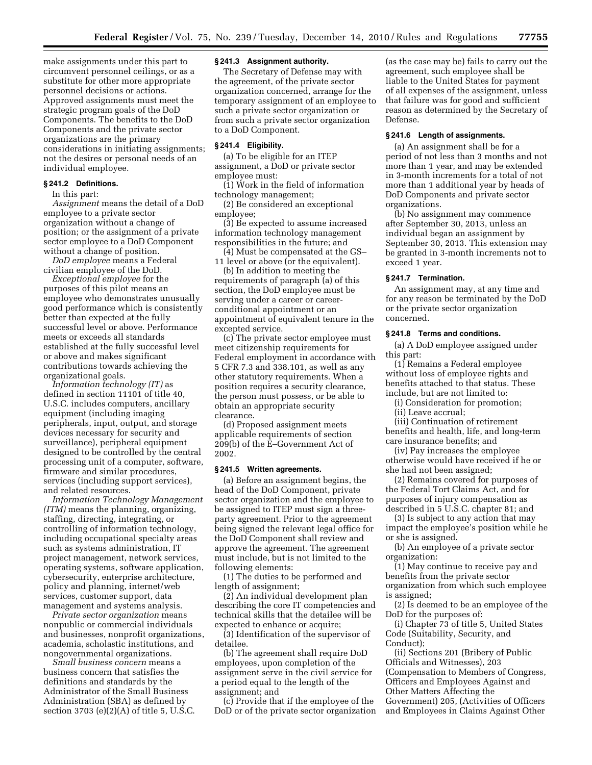make assignments under this part to circumvent personnel ceilings, or as a substitute for other more appropriate personnel decisions or actions. Approved assignments must meet the strategic program goals of the DoD Components. The benefits to the DoD Components and the private sector organizations are the primary considerations in initiating assignments; not the desires or personal needs of an individual employee.

### § 241.2 Definitions.

In this part:

*Assignment* means the detail of a DoD employee to a private sector organization without a change of position; or the assignment of a private sector employee to a DoD Component without a change of position.

*DoD employee* means a Federal civilian employee of the DoD.

*Exceptional employee* for the purposes of this pilot means an employee who demonstrates unusually good performance which is consistently better than expected at the fully successful level or above. Performance meets or exceeds all standards established at the fully successful level or above and makes significant contributions towards achieving the organizational goals.

*Information technology (IT)* as defined in section 11101 of title 40, U.S.C. includes computers, ancillary equipment (including imaging peripherals, input, output, and storage devices necessary for security and surveillance), peripheral equipment designed to be controlled by the central processing unit of a computer, software, firmware and similar procedures, services (including support services), and related resources.

*Information Technology Management (ITM)* means the planning, organizing, staffing, directing, integrating, or controlling of information technology, including occupational specialty areas such as systems administration, IT project management, network services, operating systems, software application, cybersecurity, enterprise architecture, policy and planning, internet/web services, customer support, data management and systems analysis.

*Private sector organization* means nonpublic or commercial individuals and businesses, nonprofit organizations, academia, scholastic institutions, and nongovernmental organizations.

*Small business concern* means a business concern that satisfies the definitions and standards by the Administrator of the Small Business Administration (SBA) as defined by section 3703 (e)(2)(A) of title 5, U.S.C.

### § 241.3 Assignment authority.

The Secretary of Defense may with the agreement, of the private sector organization concerned, arrange for the temporary assignment of an employee to such a private sector organization or from such a private sector organization to a DoD Component.

### § 241.4 Eligibility.

(a) To be eligible for an ITEP assignment, a DoD or private sector employee must:

(1) Work in the field of information technology management;

(2) Be considered an exceptional employee;

(3) Be expected to assume increased information technology management responsibilities in the future; and

(4) Must be compensated at the GS–11 level or above (or the equivalent).

(b) In addition to meeting the requirements of paragraph (a) of this section, the DoD employee must be serving under a career or career-conditional appointment or an appointment of equivalent tenure in the excepted service.

(c) The private sector employee must meet citizenship requirements for Federal employment in accordance with 5 CFR 7.3 and 338.101, as well as any other statutory requirements. When a position requires a security clearance, the person must possess, or be able to obtain an appropriate security clearance.

(d) Proposed assignment meets applicable requirements of section 209(b) of the E–Government Act of 2002.

### § 241.5 Written agreements.

(a) Before an assignment begins, the head of the DoD Component, private sector organization and the employee to be assigned to ITEP must sign a three-party agreement. Prior to the agreement being signed the relevant legal office for the DoD Component shall review and approve the agreement. The agreement must include, but is not limited to the following elements:

(1) The duties to be performed and length of assignment;

(2) An individual development plan describing the core IT competencies and technical skills that the detailee will be expected to enhance or acquire;

(3) Identification of the supervisor of detailee.

(b) The agreement shall require DoD employees, upon completion of the assignment serve in the civil service for a period equal to the length of the assignment; and

(c) Provide that if the employee of the DoD or of the private sector organization (as the case may be) fails to carry out the agreement, such employee shall be liable to the United States for payment of all expenses of the assignment, unless that failure was for good and sufficient reason as determined by the Secretary of Defense.

### § 241.6 Length of assignments.

(a) An assignment shall be for a period of not less than 3 months and not more than 1 year, and may be extended in 3-month increments for a total of not more than 1 additional year by heads of DoD Components and private sector organizations.

(b) No assignment may commence after September 30, 2013, unless an individual began an assignment by September 30, 2013. This extension may be granted in 3-month increments not to exceed 1 year.

### § 241.7 Termination.

An assignment may, at any time and for any reason be terminated by the DoD or the private sector organization concerned.

### § 241.8 Terms and conditions.

(a) A DoD employee assigned under this part:

(1) Remains a Federal employee without loss of employee rights and benefits attached to that status. These include, but are not limited to:

(i) Consideration for promotion;

(ii) Leave accrual;

(iii) Continuation of retirement benefits and health, life, and long-term care insurance benefits; and

(iv) Pay increases the employee otherwise would have received if he or she had not been assigned;

(2) Remains covered for purposes of the Federal Tort Claims Act, and for purposes of injury compensation as described in 5 U.S.C. chapter 81; and

(3) Is subject to any action that may impact the employee's position while he or she is assigned.

(b) An employee of a private sector organization:

(1) May continue to receive pay and benefits from the private sector organization from which such employee is assigned;

(2) Is deemed to be an employee of the DoD for the purposes of:

(i) Chapter 73 of title 5, United States Code (Suitability, Security, and Conduct);

(ii) Sections 201 (Bribery of Public Officials and Witnesses), 203 (Compensation to Members of Congress, Officers and Employees Against and Other Matters Affecting the Government) 205, (Activities of Officers and Employees in Claims Against Other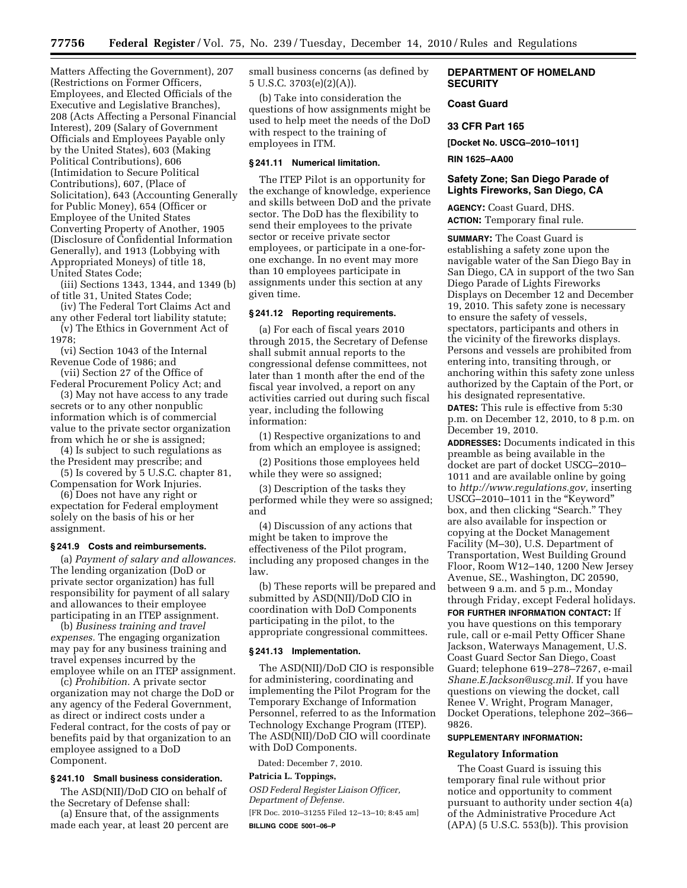Matters Affecting the Government), 207 (Restrictions on Former Officers, Employees, and Elected Officials of the Executive and Legislative Branches), 208 (Acts Affecting a Personal Financial Interest), 209 (Salary of Government Officials and Employees Payable only by the United States), 603 (Making Political Contributions), 606 (Intimidation to Secure Political Contributions), 607, (Place of Solicitation), 643 (Accounting Generally for Public Money), 654 (Officer or Employee of the United States Converting Property of Another, 1905 (Disclosure of Confidential Information Generally), and 1913 (Lobbying with Appropriated Moneys) of title 18, United States Code;

(iii) Sections 1343, 1344, and 1349 (b) of title 31, United States Code;

(iv) The Federal Tort Claims Act and any other Federal tort liability statute;

(v) The Ethics in Government Act of 1978;

(vi) Section 1043 of the Internal Revenue Code of 1986; and

(vii) Section 27 of the Office of Federal Procurement Policy Act; and

(3) May not have access to any trade secrets or to any other nonpublic information which is of commercial value to the private sector organization from which he or she is assigned;

(4) Is subject to such regulations as the President may prescribe; and

(5) Is covered by 5 U.S.C. chapter 81, Compensation for Work Injuries.

(6) Does not have any right or expectation for Federal employment solely on the basis of his or her assignment.

### § 241.9 Costs and reimbursements.

(a) *Payment of salary and allowances.* The lending organization (DoD or private sector organization) has full responsibility for payment of all salary and allowances to their employee participating in an ITEP assignment.

(b) *Business training and travel expenses.* The engaging organization may pay for any business training and travel expenses incurred by the employee while on an ITEP assignment.

(c) *Prohibition.* A private sector organization may not charge the DoD or any agency of the Federal Government, as direct or indirect costs under a Federal contract, for the costs of pay or benefits paid by that organization to an employee assigned to a DoD Component.

### § 241.10 Small business consideration.

The ASD(NII)/DoD CIO on behalf of the Secretary of Defense shall:

(a) Ensure that, of the assignments made each year, at least 20 percent are small business concerns (as defined by 5 U.S.C. 3703(e)(2)(A)).

(b) Take into consideration the questions of how assignments might be used to help meet the needs of the DoD with respect to the training of employees in ITM.

### § 241.11 Numerical limitation.

The ITEP Pilot is an opportunity for the exchange of knowledge, experience and skills between DoD and the private sector. The DoD has the flexibility to send their employees to the private sector or receive private sector employees, or participate in a one-for-one exchange. In no event may more than 10 employees participate in assignments under this section at any given time.

### § 241.12 Reporting requirements.

(a) For each of fiscal years 2010 through 2015, the Secretary of Defense shall submit annual reports to the congressional defense committees, not later than 1 month after the end of the fiscal year involved, a report on any activities carried out during such fiscal year, including the following information:

(1) Respective organizations to and from which an employee is assigned;

(2) Positions those employees held while they were so assigned;

(3) Description of the tasks they performed while they were so assigned; and

(4) Discussion of any actions that might be taken to improve the effectiveness of the Pilot program, including any proposed changes in the law.

(b) These reports will be prepared and submitted by ASD(NII)/DoD CIO in coordination with DoD Components participating in the pilot, to the appropriate congressional committees.

### § 241.13 Implementation.

The ASD(NII)/DoD CIO is responsible for administering, coordinating and implementing the Pilot Program for the Temporary Exchange of Information Personnel, referred to as the Information Technology Exchange Program (ITEP). The ASD(NII)/DoD CIO will coordinate with DoD Components.

Dated: December 7, 2010.

**Patricia L. Toppings,**

*OSD Federal Register Liaison Officer, Department of Defense.*

[FR Doc. 2010–31255 Filed 12–13–10; 8:45 am]

**BILLING CODE 5001–06–P**

---

**DEPARTMENT OF HOMELAND SECURITY**

**Coast Guard**

**33 CFR Part 165**

**[Docket No. USCG–2010–1011]**

**RIN 1625–AA00**

## Safety Zone; San Diego Parade of Lights Fireworks, San Diego, CA

**AGENCY:** Coast Guard, DHS.

**ACTION:** Temporary final rule.

**SUMMARY:** The Coast Guard is establishing a safety zone upon the navigable water of the San Diego Bay in San Diego, CA in support of the two San Diego Parade of Lights Fireworks Displays on December 12 and December 19, 2010. This safety zone is necessary to ensure the safety of vessels, spectators, participants and others in the vicinity of the fireworks displays. Persons and vessels are prohibited from entering into, transiting through, or anchoring within this safety zone unless authorized by the Captain of the Port, or his designated representative.

**DATES:** This rule is effective from 5:30 p.m. on December 12, 2010, to 8 p.m. on December 19, 2010.

**ADDRESSES:** Documents indicated in this preamble as being available in the docket are part of docket USCG–2010–1011 and are available online by going to *http://www.regulations.gov,* inserting USCG–2010–1011 in the "Keyword" box, and then clicking "Search." They are also available for inspection or copying at the Docket Management Facility (M–30), U.S. Department of Transportation, West Building Ground Floor, Room W12–140, 1200 New Jersey Avenue, SE., Washington, DC 20590, between 9 a.m. and 5 p.m., Monday through Friday, except Federal holidays.

**FOR FURTHER INFORMATION CONTACT:** If you have questions on this temporary rule, call or e-mail Petty Officer Shane Jackson, Waterways Management, U.S. Coast Guard Sector San Diego, Coast Guard; telephone 619–278–7267, e-mail *Shane.E.Jackson@uscg.mil.* If you have questions on viewing the docket, call Renee V. Wright, Program Manager, Docket Operations, telephone 202–366–9826.

**SUPPLEMENTARY INFORMATION:**

### Regulatory Information

The Coast Guard is issuing this temporary final rule without prior notice and opportunity to comment pursuant to authority under section 4(a) of the Administrative Procedure Act (APA) (5 U.S.C. 553(b)). This provision